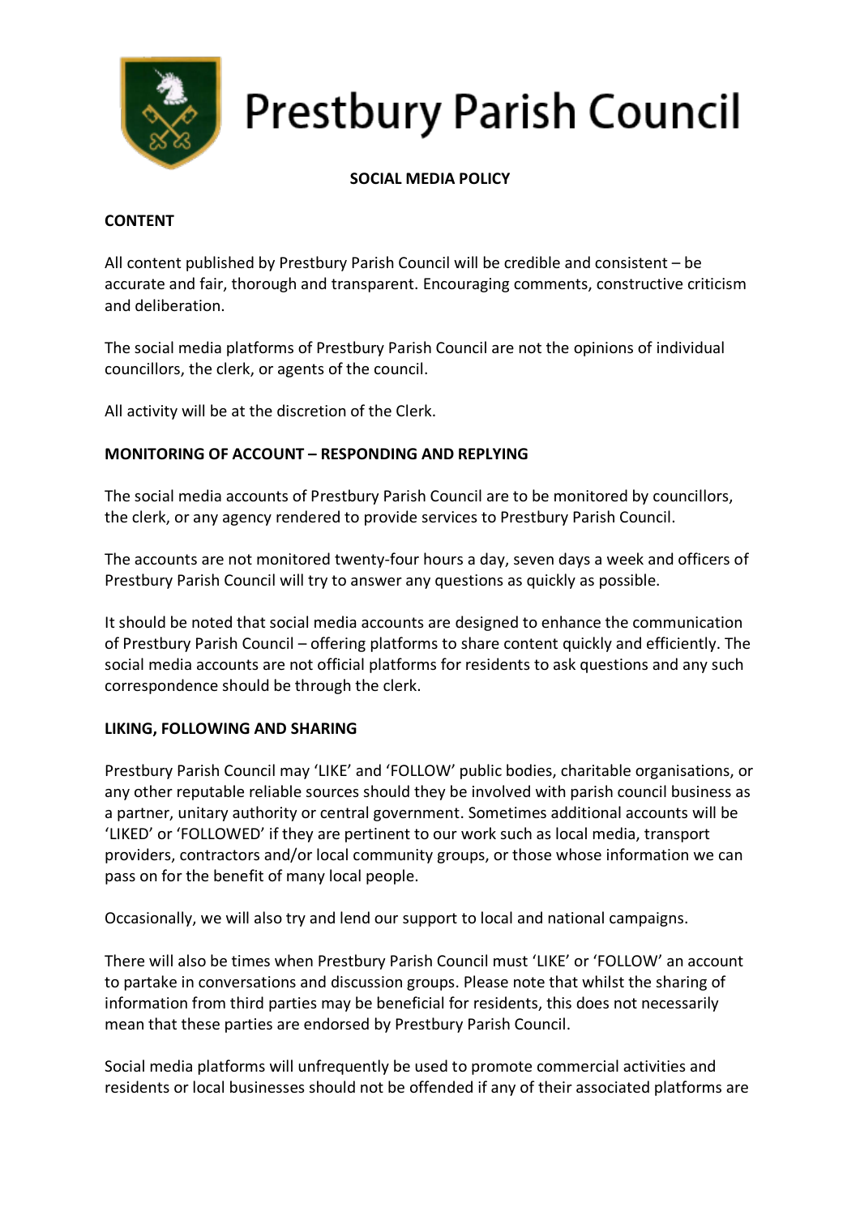# Prestbury Parish Council

## SOCIAL MEDIA POLICY

### CONTENT

All content published by Prestbury Parish Council will be credible and consistent – be accurate and fair, thorough and transparent. Encouraging comments, constructive criticism and deliberation.

The social media platforms of Prestbury Parish Council are not the opinions of individual councillors, the clerk, or agents of the council.

All activity will be at the discretion of the Clerk.

### MONITORING OF ACCOUNT – RESPONDING AND REPLYING

The social media accounts of Prestbury Parish Council are to be monitored by councillors, the clerk, or any agency rendered to provide services to Prestbury Parish Council.

The accounts are not monitored twenty-four hours a day, seven days a week and officers of Prestbury Parish Council will try to answer any questions as quickly as possible.

It should be noted that social media accounts are designed to enhance the communication of Prestbury Parish Council – offering platforms to share content quickly and efficiently. The social media accounts are not official platforms for residents to ask questions and any such correspondence should be through the clerk.

### LIKING, FOLLOWING AND SHARING

Prestbury Parish Council may 'LIKE' and 'FOLLOW' public bodies, charitable organisations, or any other reputable reliable sources should they be involved with parish council business as a partner, unitary authority or central government. Sometimes additional accounts will be 'LIKED' or 'FOLLOWED' if they are pertinent to our work such as local media, transport providers, contractors and/or local community groups, or those whose information we can pass on for the benefit of many local people.

Occasionally, we will also try and lend our support to local and national campaigns.

There will also be times when Prestbury Parish Council must 'LIKE' or 'FOLLOW' an account to partake in conversations and discussion groups. Please note that whilst the sharing of information from third parties may be beneficial for residents, this does not necessarily mean that these parties are endorsed by Prestbury Parish Council.

Social media platforms will unfrequently be used to promote commercial activities and residents or local businesses should not be offended if any of their associated platforms are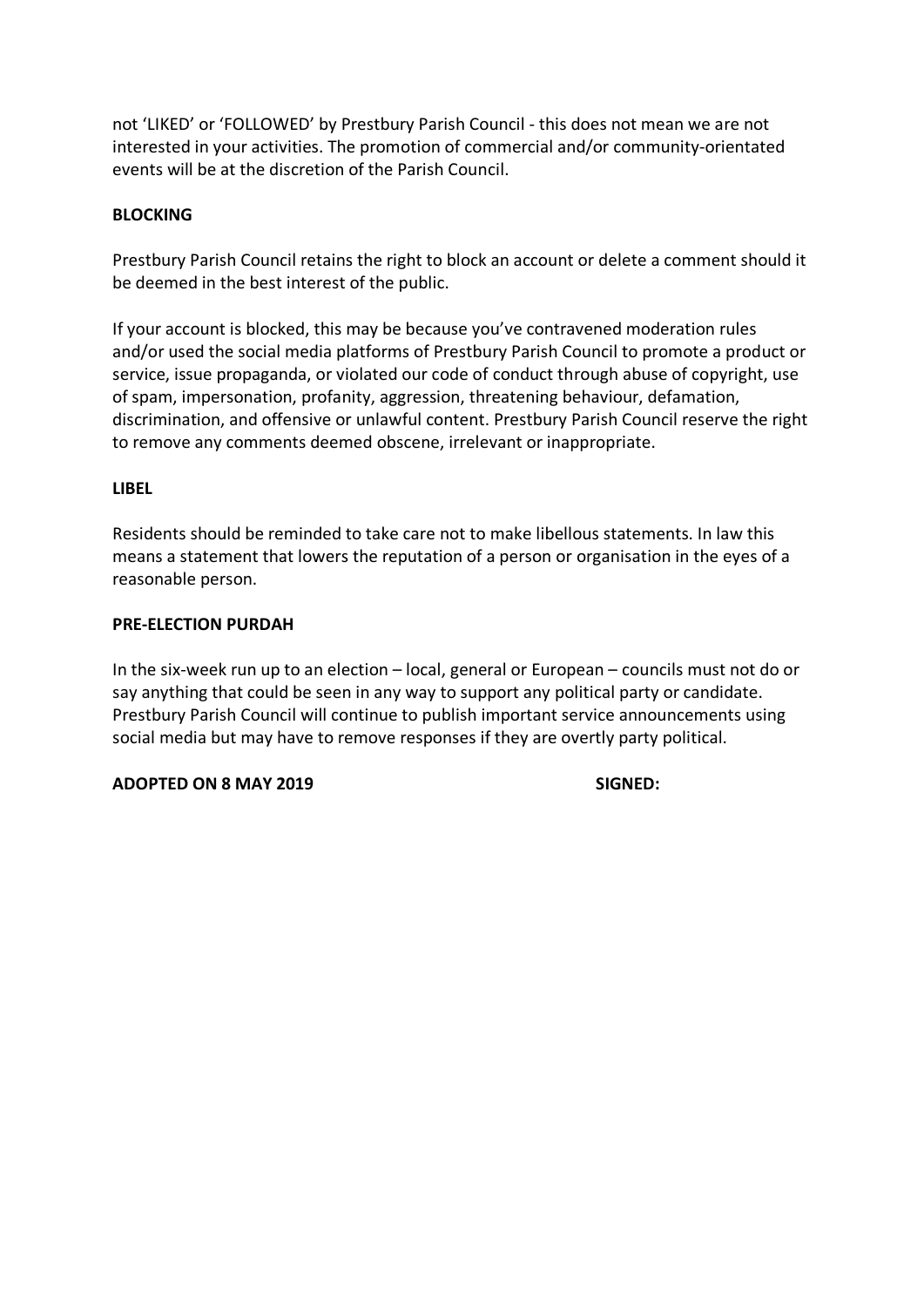not 'LIKED' or 'FOLLOWED' by Prestbury Parish Council - this does not mean we are not interested in your activities. The promotion of commercial and/or community-orientated events will be at the discretion of the Parish Council.

**BLOCKING**

Prestbury Parish Council retains the right to block an account or delete a comment should it be deemed in the best interest of the public.

If your account is blocked, this may be because you've contravened moderation rules and/or used the social media platforms of Prestbury Parish Council to promote a product or service, issue propaganda, or violated our code of conduct through abuse of copyright, use of spam, impersonation, profanity, aggression, threatening behaviour, defamation, discrimination, and offensive or unlawful content. Prestbury Parish Council reserve the right to remove any comments deemed obscene, irrelevant or inappropriate.

**LIBEL**

Residents should be reminded to take care not to make libellous statements. In law this means a statement that lowers the reputation of a person or organisation in the eyes of a reasonable person.

**PRE-ELECTION PURDAH**

In the six-week run up to an election – local, general or European – councils must not do or say anything that could be seen in any way to support any political party or candidate. Prestbury Parish Council will continue to publish important service announcements using social media but may have to remove responses if they are overtly party political.

**ADOPTED ON 8 MAY 2019** **SIGNED:**